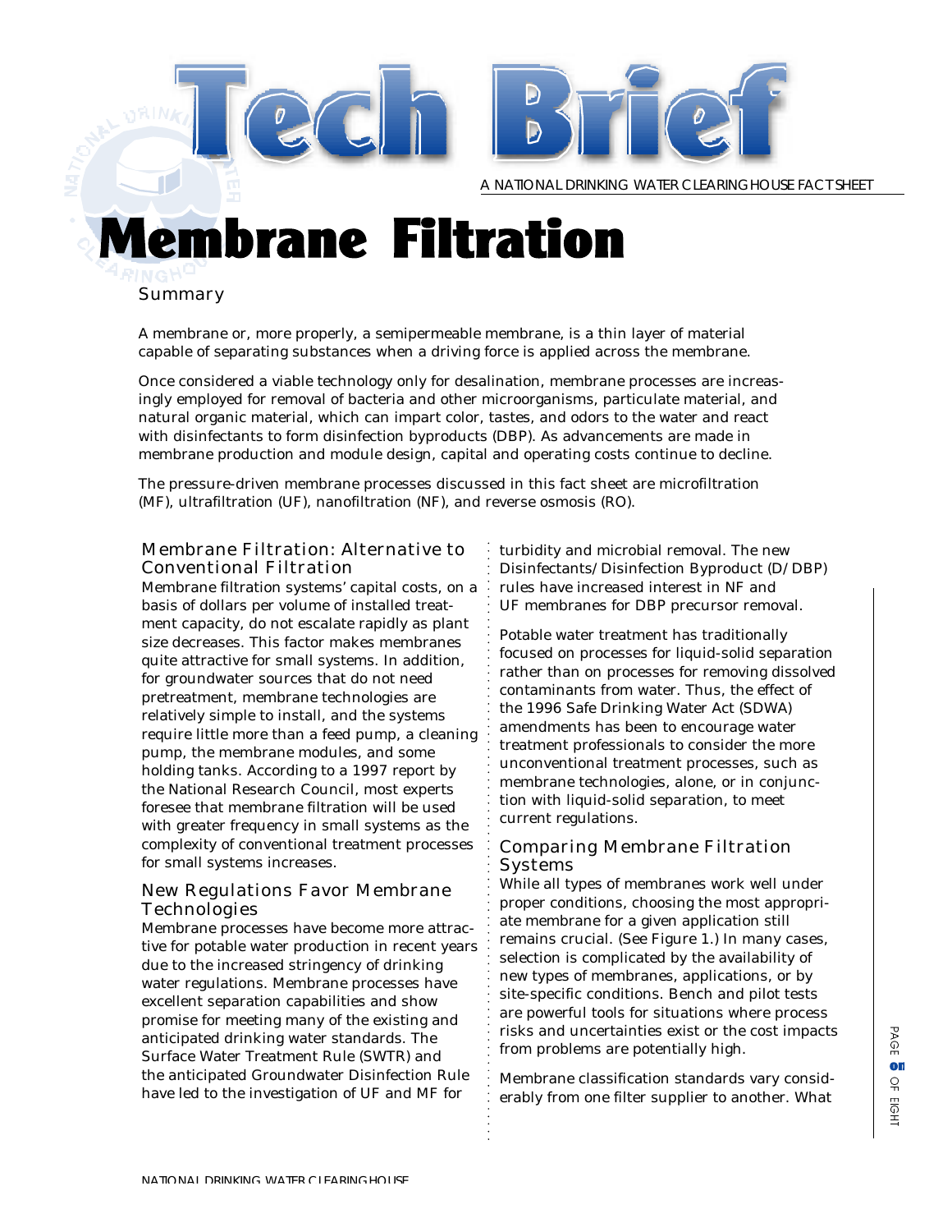# Tech Brief

A NATIONAL DRINKING WATER CLEARINGHOUSE FACT SHEET

# Membrane Filtration

## Summary

A membrane or, more properly, a semipermeable membrane, is a thin layer of material capable of separating substances when a driving force is applied across the membrane.

Once considered a viable technology only for desalination, membrane processes are increasingly employed for removal of bacteria and other microorganisms, particulate material, and natural organic material, which can impart color, tastes, and odors to the water and react with disinfectants to form disinfection byproducts (DBP). As advancements are made in membrane production and module design, capital and operating costs continue to decline.

The pressure-driven membrane processes discussed in this fact sheet are microfiltration (MF), ultrafiltration (UF), nanofiltration (NF), and reverse osmosis (RO).

## Membrane Filtration: Alternative to Conventional Filtration

Membrane filtration systems' capital costs, on a basis of dollars per volume of installed treatment capacity, do not escalate rapidly as plant size decreases. This factor makes membranes quite attractive for small systems. In addition, for groundwater sources that do not need pretreatment, membrane technologies are relatively simple to install, and the systems require little more than a feed pump, a cleaning pump, the membrane modules, and some holding tanks. According to a 1997 report by the National Research Council, most experts foresee that membrane filtration will be used with greater frequency in small systems as the complexity of conventional treatment processes for small systems increases.

## New Regulations Favor Membrane Technologies

Membrane processes have become more attractive for potable water production in recent years due to the increased stringency of drinking water regulations. Membrane processes have excellent separation capabilities and show promise for meeting many of the existing and anticipated drinking water standards. The Surface Water Treatment Rule (SWTR) and the anticipated Groundwater Disinfection Rule have led to the investigation of UF and MF for turbidity and microbial removal. The new Disinfectants/Disinfection Byproduct (D/DBP) rules have increased interest in NF and UF membranes for DBP precursor removal.

Potable water treatment has traditionally focused on processes for liquid-solid separation rather than on processes for removing dissolved contaminants from water. Thus, the effect of the 1996 Safe Drinking Water Act (SDWA) amendments has been to encourage water treatment professionals to consider the more unconventional treatment processes, such as membrane technologies, alone, or in conjunction with liquid-solid separation, to meet current regulations.

## Comparing Membrane Filtration Systems

While all types of membranes work well under proper conditions, choosing the most appropriate membrane for a given application still remains crucial. (See Figure 1.) In many cases, selection is complicated by the availability of new types of membranes, applications, or by site-specific conditions. Bench and pilot tests are powerful tools for situations where process risks and uncertainties exist or the cost impacts from problems are potentially high.

Membrane classification standards vary considerably from one filter supplier to another. What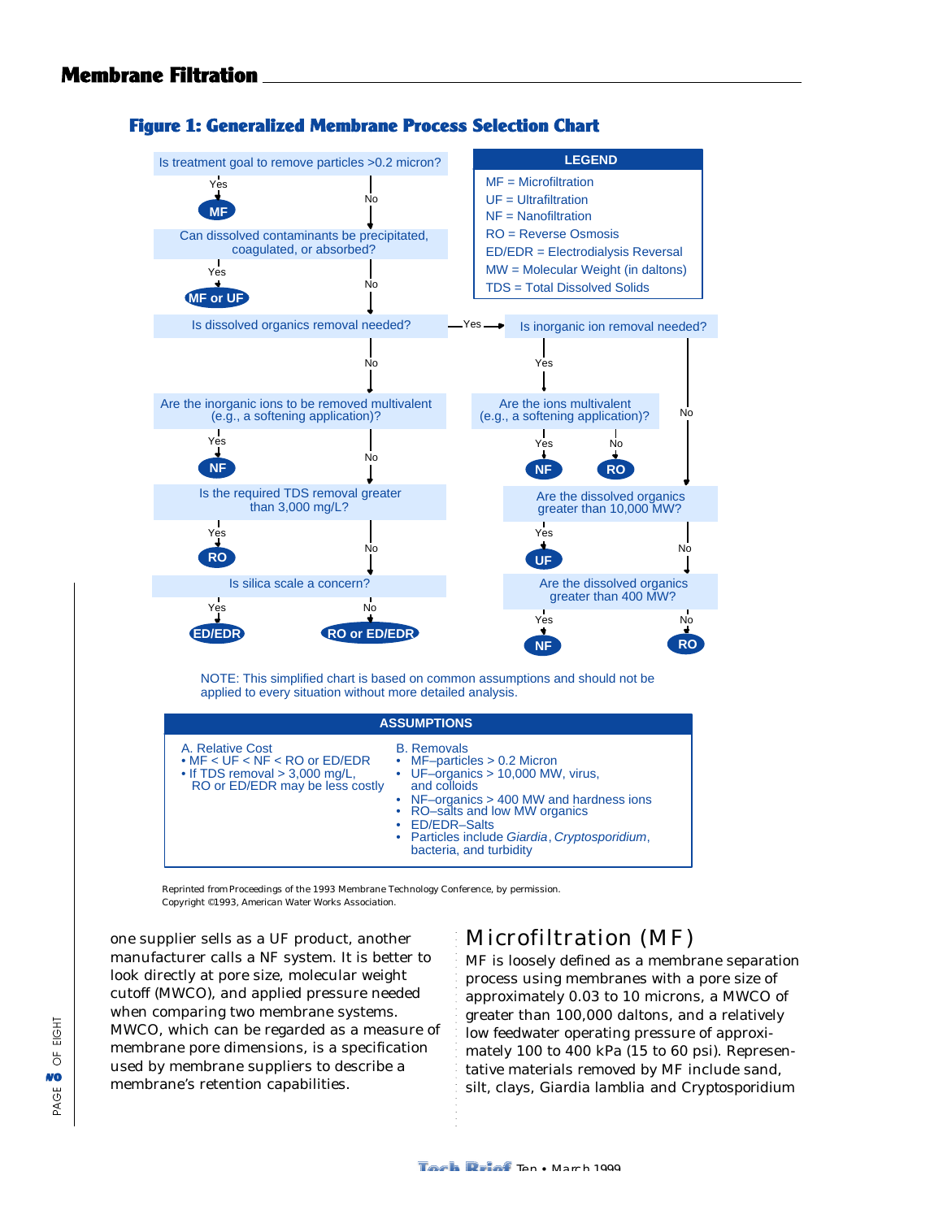## Figure 1: Generalized Membrane Process Selection Chart

**LEGEND**

- MF = Microfiltration
- UF = Ultrafiltration
- NF = Nanofiltration
- RO = Reverse Osmosis
- ED/EDR = Electrodialysis Reversal
- MW = Molecular Weight (in daltons)
- TDS = Total Dissolved Solids

Is treatment goal to remove particles >0.2 micron?
- Yes → **MF**
- No → Can dissolved contaminants be precipitated, coagulated, or absorbed?
  - Yes → **MF or UF**
  - No → Is dissolved organics removal needed?
    - No → Are the inorganic ions to be removed multivalent (e.g., a softening application)?
      - Yes → **NF**
      - No → Is the required TDS removal greater than 3,000 mg/L?
        - Yes → **RO**
        - No → Is silica scale a concern?
          - Yes → **ED/EDR**
          - No → **RO or ED/EDR**
    - Yes → Is inorganic ion removal needed?
      - Yes → Are the ions multivalent (e.g., a softening application)?
        - Yes → **NF**
        - No → **RO**
      - No → Are the dissolved organics greater than 10,000 MW?
        - Yes → **UF**
        - No → Are the dissolved organics greater than 400 MW?
          - Yes → **NF**
          - No → **RO**

NOTE: This simplified chart is based on common assumptions and should not be applied to every situation without more detailed analysis.

**ASSUMPTIONS**

A. Relative Cost
- MF < UF < NF < RO or ED/EDR
- If TDS removal > 3,000 mg/L, RO or ED/EDR may be less costly

B. Removals
- MF–particles > 0.2 Micron
- UF–organics > 10,000 MW, virus, and colloids
- NF–organics > 400 MW and hardness ions
- RO–salts and low MW organics
- ED/EDR–Salts
- Particles include *Giardia*, *Cryptosporidium*, bacteria, and turbidity

Reprinted from Proceedings of the 1993 Membrane Technology Conference, by permission. Copyright ©1993, American Water Works Association.

one supplier sells as a UF product, another manufacturer calls a NF system. It is better to look directly at pore size, molecular weight cutoff (MWCO), and applied pressure needed when comparing two membrane systems. MWCO, which can be regarded as a measure of membrane pore dimensions, is a specification used by membrane suppliers to describe a membrane's retention capabilities.

## Microfiltration (MF)

MF is loosely defined as a membrane separation process using membranes with a pore size of approximately 0.03 to 10 microns, a MWCO of greater than 100,000 daltons, and a relatively low feedwater operating pressure of approximately 100 to 400 kPa (15 to 60 psi). Representative materials removed by MF include sand, silt, clays, Giardia lamblia and Cryptosporidium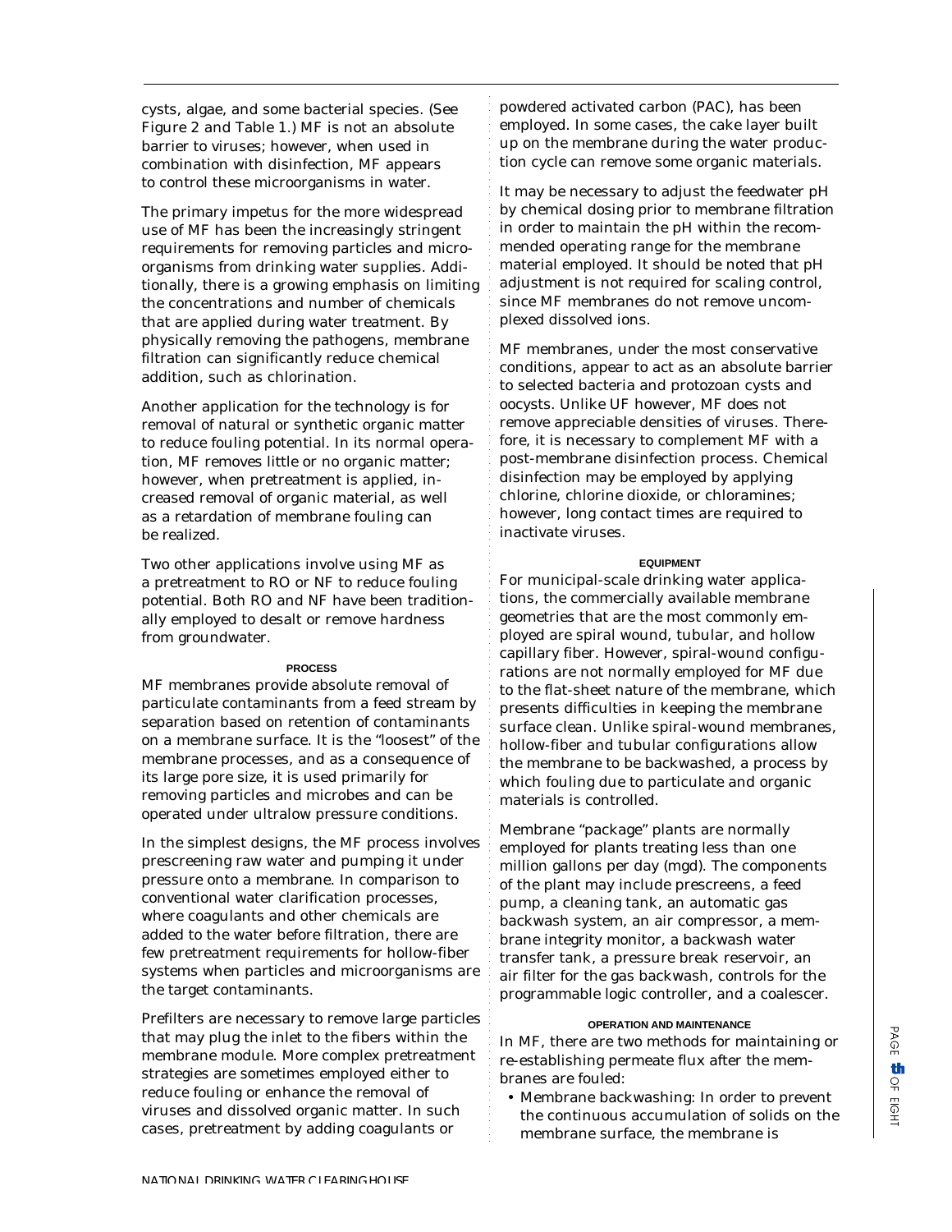cysts, algae, and some bacterial species. (See Figure 2 and Table 1.) MF is not an absolute barrier to viruses; however, when used in combination with disinfection, MF appears to control these microorganisms in water.

The primary impetus for the more widespread use of MF has been the increasingly stringent requirements for removing particles and microorganisms from drinking water supplies. Additionally, there is a growing emphasis on limiting the concentrations and number of chemicals that are applied during water treatment. By physically removing the pathogens, membrane filtration can significantly reduce chemical addition, such as chlorination.

Another application for the technology is for removal of natural or synthetic organic matter to reduce fouling potential. In its normal operation, MF removes little or no organic matter; however, when pretreatment is applied, increased removal of organic material, as well as a retardation of membrane fouling can be realized.

Two other applications involve using MF as a pretreatment to RO or NF to reduce fouling potential. Both RO and NF have been traditionally employed to desalt or remove hardness from groundwater.

## PROCESS

MF membranes provide absolute removal of particulate contaminants from a feed stream by separation based on retention of contaminants on a membrane surface. It is the "loosest" of the membrane processes, and as a consequence of its large pore size, it is used primarily for removing particles and microbes and can be operated under ultralow pressure conditions.

In the simplest designs, the MF process involves prescreening raw water and pumping it under pressure onto a membrane. In comparison to conventional water clarification processes, where coagulants and other chemicals are added to the water before filtration, there are few pretreatment requirements for hollow-fiber systems when particles and microorganisms are the target contaminants.

Prefilters are necessary to remove large particles that may plug the inlet to the fibers within the membrane module. More complex pretreatment strategies are sometimes employed either to reduce fouling or enhance the removal of viruses and dissolved organic matter. In such cases, pretreatment by adding coagulants or powdered activated carbon (PAC), has been employed. In some cases, the cake layer built up on the membrane during the water production cycle can remove some organic materials.

It may be necessary to adjust the feedwater pH by chemical dosing prior to membrane filtration in order to maintain the pH within the recommended operating range for the membrane material employed. It should be noted that pH adjustment is not required for scaling control, since MF membranes do not remove uncomplexed dissolved ions.

MF membranes, under the most conservative conditions, appear to act as an absolute barrier to selected bacteria and protozoan cysts and oocysts. Unlike UF however, MF does not remove appreciable densities of viruses. Therefore, it is necessary to complement MF with a post-membrane disinfection process. Chemical disinfection may be employed by applying chlorine, chlorine dioxide, or chloramines; however, long contact times are required to inactivate viruses.

## EQUIPMENT

For municipal-scale drinking water applications, the commercially available membrane geometries that are the most commonly employed are spiral wound, tubular, and hollow capillary fiber. However, spiral-wound configurations are not normally employed for MF due to the flat-sheet nature of the membrane, which presents difficulties in keeping the membrane surface clean. Unlike spiral-wound membranes, hollow-fiber and tubular configurations allow the membrane to be backwashed, a process by which fouling due to particulate and organic materials is controlled.

Membrane "package" plants are normally employed for plants treating less than one million gallons per day (mgd). The components of the plant may include prescreens, a feed pump, a cleaning tank, an automatic gas backwash system, an air compressor, a membrane integrity monitor, a backwash water transfer tank, a pressure break reservoir, an air filter for the gas backwash, controls for the programmable logic controller, and a coalescer.

## OPERATION AND MAINTENANCE

In MF, there are two methods for maintaining or re-establishing permeate flux after the membranes are fouled:

- Membrane backwashing: In order to prevent the continuous accumulation of solids on the membrane surface, the membrane is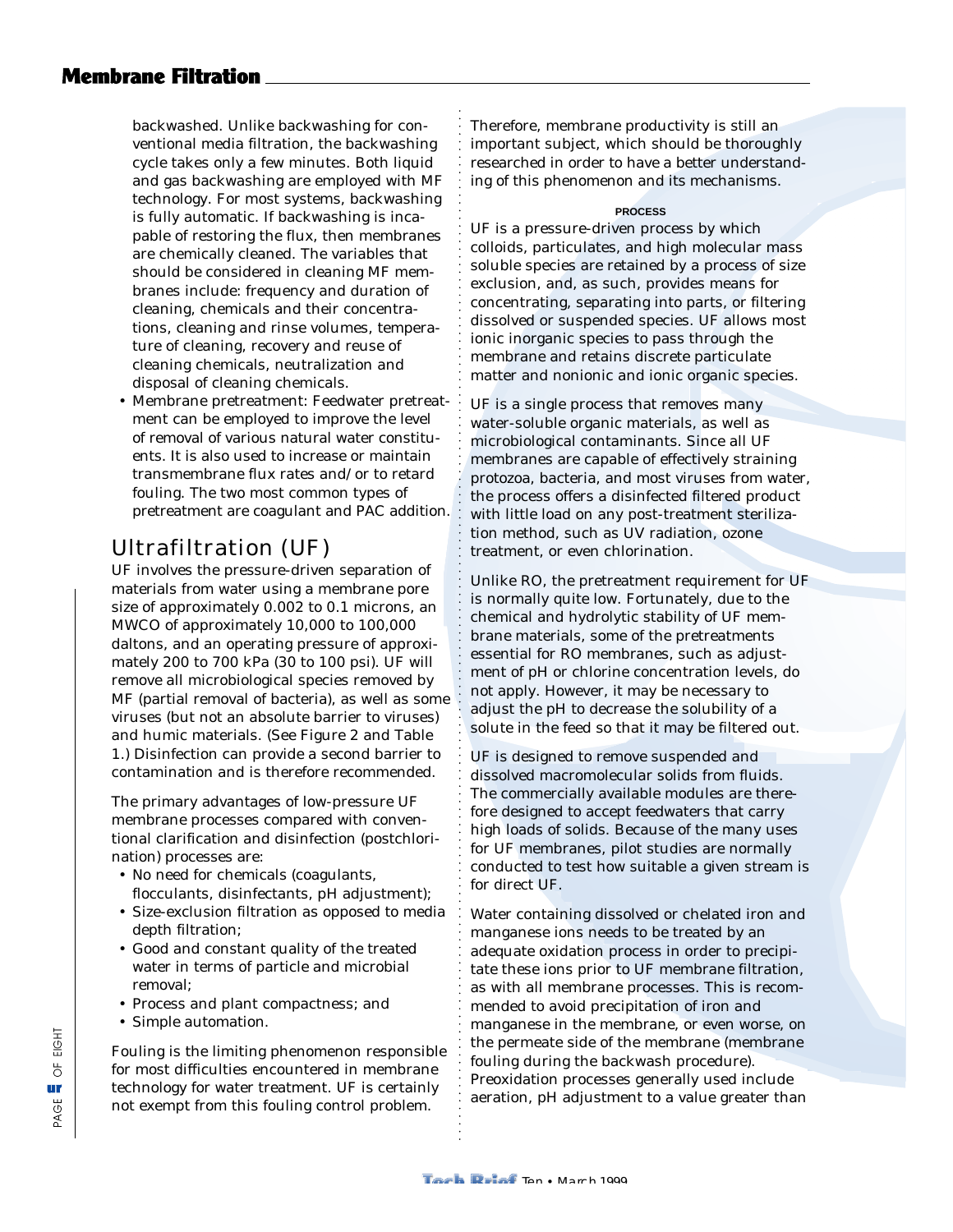backwashed. Unlike backwashing for conventional media filtration, the backwashing cycle takes only a few minutes. Both liquid and gas backwashing are employed with MF technology. For most systems, backwashing is fully automatic. If backwashing is incapable of restoring the flux, then membranes are chemically cleaned. The variables that should be considered in cleaning MF membranes include: frequency and duration of cleaning, chemicals and their concentrations, cleaning and rinse volumes, temperature of cleaning, recovery and reuse of cleaning chemicals, neutralization and disposal of cleaning chemicals.

- Membrane pretreatment: Feedwater pretreatment can be employed to improve the level of removal of various natural water constituents. It is also used to increase or maintain transmembrane flux rates and/or to retard fouling. The two most common types of pretreatment are coagulant and PAC addition.

## Ultrafiltration (UF)

UF involves the pressure-driven separation of materials from water using a membrane pore size of approximately 0.002 to 0.1 microns, an MWCO of approximately 10,000 to 100,000 daltons, and an operating pressure of approximately 200 to 700 kPa (30 to 100 psi). UF will remove all microbiological species removed by MF (partial removal of bacteria), as well as some viruses (but not an absolute barrier to viruses) and humic materials. (See Figure 2 and Table 1.) Disinfection can provide a second barrier to contamination and is therefore recommended.

The primary advantages of low-pressure UF membrane processes compared with conventional clarification and disinfection (postchlorination) processes are:

- No need for chemicals (coagulants, flocculants, disinfectants, pH adjustment);
- Size-exclusion filtration as opposed to media depth filtration;
- Good and constant quality of the treated water in terms of particle and microbial removal;
- Process and plant compactness; and
- Simple automation.

Fouling is the limiting phenomenon responsible for most difficulties encountered in membrane technology for water treatment. UF is certainly not exempt from this fouling control problem. Therefore, membrane productivity is still an important subject, which should be thoroughly researched in order to have a better understanding of this phenomenon and its mechanisms.

### PROCESS

UF is a pressure-driven process by which colloids, particulates, and high molecular mass soluble species are retained by a process of size exclusion, and, as such, provides means for concentrating, separating into parts, or filtering dissolved or suspended species. UF allows most ionic inorganic species to pass through the membrane and retains discrete particulate matter and nonionic and ionic organic species.

UF is a single process that removes many water-soluble organic materials, as well as microbiological contaminants. Since all UF membranes are capable of effectively straining protozoa, bacteria, and most viruses from water, the process offers a disinfected filtered product with little load on any post-treatment sterilization method, such as UV radiation, ozone treatment, or even chlorination.

Unlike RO, the pretreatment requirement for UF is normally quite low. Fortunately, due to the chemical and hydrolytic stability of UF membrane materials, some of the pretreatments essential for RO membranes, such as adjustment of pH or chlorine concentration levels, do not apply. However, it may be necessary to adjust the pH to decrease the solubility of a solute in the feed so that it may be filtered out.

UF is designed to remove suspended and dissolved macromolecular solids from fluids. The commercially available modules are therefore designed to accept feedwaters that carry high loads of solids. Because of the many uses for UF membranes, pilot studies are normally conducted to test how suitable a given stream is for direct UF.

Water containing dissolved or chelated iron and manganese ions needs to be treated by an adequate oxidation process in order to precipitate these ions prior to UF membrane filtration, as with all membrane processes. This is recommended to avoid precipitation of iron and manganese in the membrane, or even worse, on the permeate side of the membrane (membrane fouling during the backwash procedure). Preoxidation processes generally used include aeration, pH adjustment to a value greater than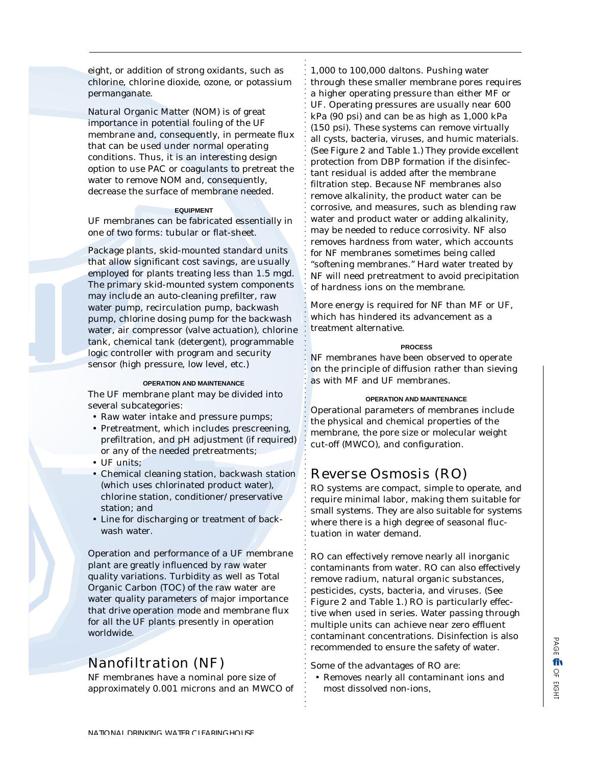eight, or addition of strong oxidants, such as chlorine, chlorine dioxide, ozone, or potassium permanganate.

Natural Organic Matter (NOM) is of great importance in potential fouling of the UF membrane and, consequently, in permeate flux that can be used under normal operating conditions. Thus, it is an interesting design option to use PAC or coagulants to pretreat the water to remove NOM and, consequently, decrease the surface of membrane needed.

#### EQUIPMENT

UF membranes can be fabricated essentially in one of two forms: tubular or flat-sheet.

Package plants, skid-mounted standard units that allow significant cost savings, are usually employed for plants treating less than 1.5 mgd. The primary skid-mounted system components may include an auto-cleaning prefilter, raw water pump, recirculation pump, backwash pump, chlorine dosing pump for the backwash water, air compressor (valve actuation), chlorine tank, chemical tank (detergent), programmable logic controller with program and security sensor (high pressure, low level, etc.)

#### OPERATION AND MAINTENANCE

The UF membrane plant may be divided into several subcategories:

- Raw water intake and pressure pumps;
- Pretreatment, which includes prescreening, prefiltration, and pH adjustment (if required) or any of the needed pretreatments;
- UF units;
- Chemical cleaning station, backwash station (which uses chlorinated product water), chlorine station, conditioner/preservative station; and
- Line for discharging or treatment of backwash water.

Operation and performance of a UF membrane plant are greatly influenced by raw water quality variations. Turbidity as well as Total Organic Carbon (TOC) of the raw water are water quality parameters of major importance that drive operation mode and membrane flux for all the UF plants presently in operation worldwide.

## Nanofiltration (NF)

NF membranes have a nominal pore size of approximately 0.001 microns and an MWCO of 1,000 to 100,000 daltons. Pushing water through these smaller membrane pores requires a higher operating pressure than either MF or UF. Operating pressures are usually near 600 kPa (90 psi) and can be as high as 1,000 kPa (150 psi). These systems can remove virtually all cysts, bacteria, viruses, and humic materials. (See Figure 2 and Table 1.) They provide excellent protection from DBP formation if the disinfectant residual is added after the membrane filtration step. Because NF membranes also remove alkalinity, the product water can be corrosive, and measures, such as blending raw water and product water or adding alkalinity, may be needed to reduce corrosivity. NF also removes hardness from water, which accounts for NF membranes sometimes being called "softening membranes." Hard water treated by NF will need pretreatment to avoid precipitation of hardness ions on the membrane.

More energy is required for NF than MF or UF, which has hindered its advancement as a treatment alternative.

#### PROCESS

NF membranes have been observed to operate on the principle of diffusion rather than sieving as with MF and UF membranes.

#### OPERATION AND MAINTENANCE

Operational parameters of membranes include the physical and chemical properties of the membrane, the pore size or molecular weight cut-off (MWCO), and configuration.

## Reverse Osmosis (RO)

RO systems are compact, simple to operate, and require minimal labor, making them suitable for small systems. They are also suitable for systems where there is a high degree of seasonal fluctuation in water demand.

RO can effectively remove nearly all inorganic contaminants from water. RO can also effectively remove radium, natural organic substances, pesticides, cysts, bacteria, and viruses. (See Figure 2 and Table 1.) RO is particularly effective when used in series. Water passing through multiple units can achieve near zero effluent contaminant concentrations. Disinfection is also recommended to ensure the safety of water.

Some of the advantages of RO are:

- Removes nearly all contaminant ions and most dissolved non-ions,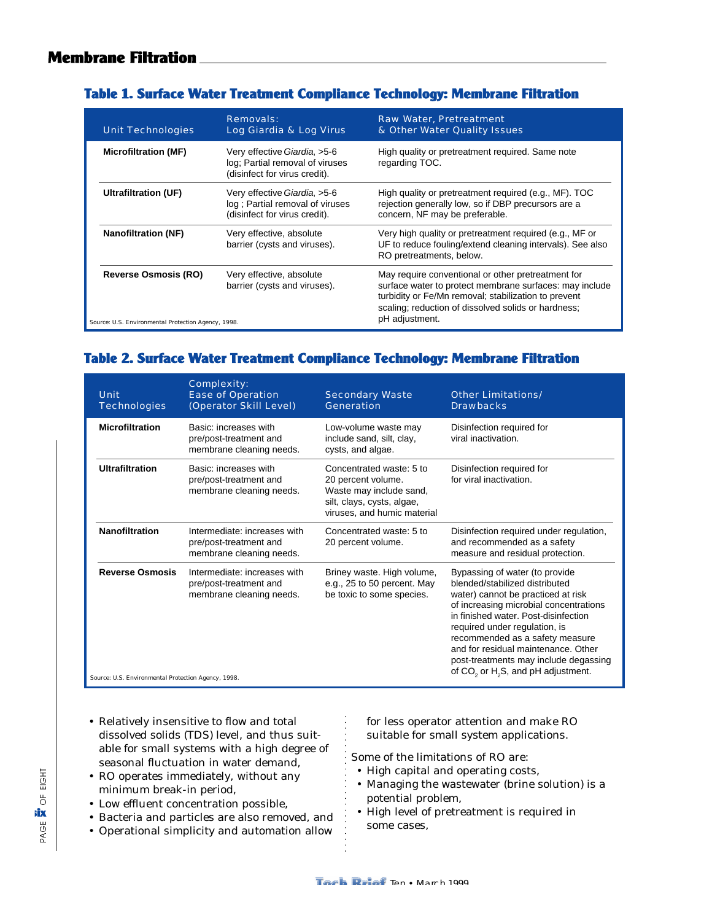## Table 1. Surface Water Treatment Compliance Technology: Membrane Filtration

| Unit Technologies | Removals: Log Giardia & Log Virus | Raw Water, Pretreatment & Other Water Quality Issues |
|---|---|---|
| **Microfiltration (MF)** | Very effective *Giardia*, >5-6 log; Partial removal of viruses (disinfect for virus credit). | High quality or pretreatment required. Same note regarding TOC. |
| **Ultrafiltration (UF)** | Very effective *Giardia*, >5-6 log ; Partial removal of viruses (disinfect for virus credit). | High quality or pretreatment required (e.g., MF). TOC rejection generally low, so if DBP precursors are a concern, NF may be preferable. |
| **Nanofiltration (NF)** | Very effective, absolute barrier (cysts and viruses). | Very high quality or pretreatment required (e.g., MF or UF to reduce fouling/extend cleaning intervals). See also RO pretreatments, below. |
| **Reverse Osmosis (RO)** | Very effective, absolute barrier (cysts and viruses). | May require conventional or other pretreatment for surface water to protect membrane surfaces: may include turbidity or Fe/Mn removal; stabilization to prevent scaling; reduction of dissolved solids or hardness; pH adjustment. |

Source: U.S. Environmental Protection Agency, 1998.

## Table 2. Surface Water Treatment Compliance Technology: Membrane Filtration

| Unit Technologies | Complexity: Ease of Operation (Operator Skill Level) | Secondary Waste Generation | Other Limitations/ Drawbacks |
|---|---|---|---|
| **Microfiltration** | Basic: increases with pre/post-treatment and membrane cleaning needs. | Low-volume waste may include sand, silt, clay, cysts, and algae. | Disinfection required for viral inactivation. |
| **Ultrafiltration** | Basic: increases with pre/post-treatment and membrane cleaning needs. | Concentrated waste: 5 to 20 percent volume. Waste may include sand, silt, clays, cysts, algae, viruses, and humic material | Disinfection required for for viral inactivation. |
| **Nanofiltration** | Intermediate: increases with pre/post-treatment and membrane cleaning needs. | Concentrated waste: 5 to 20 percent volume. | Disinfection required under regulation, and recommended as a safety measure and residual protection. |
| **Reverse Osmosis** | Intermediate: increases with pre/post-treatment and membrane cleaning needs. | Briney waste. High volume, e.g., 25 to 50 percent. May be toxic to some species. | Bypassing of water (to provide blended/stabilized distributed water) cannot be practiced at risk of increasing microbial concentrations in finished water. Post-disinfection required under regulation, is recommended as a safety measure and for residual maintenance. Other post-treatments may include degassing of $CO_2$ or $H_2S$, and pH adjustment. |

Source: U.S. Environmental Protection Agency, 1998.

- Relatively insensitive to flow and total dissolved solids (TDS) level, and thus suitable for small systems with a high degree of seasonal fluctuation in water demand,
- RO operates immediately, without any minimum break-in period,
- Low effluent concentration possible,
- Bacteria and particles are also removed, and
- Operational simplicity and automation allow for less operator attention and make RO suitable for small system applications.

Some of the limitations of RO are:

- High capital and operating costs,
- Managing the wastewater (brine solution) is a potential problem,
- High level of pretreatment is required in some cases,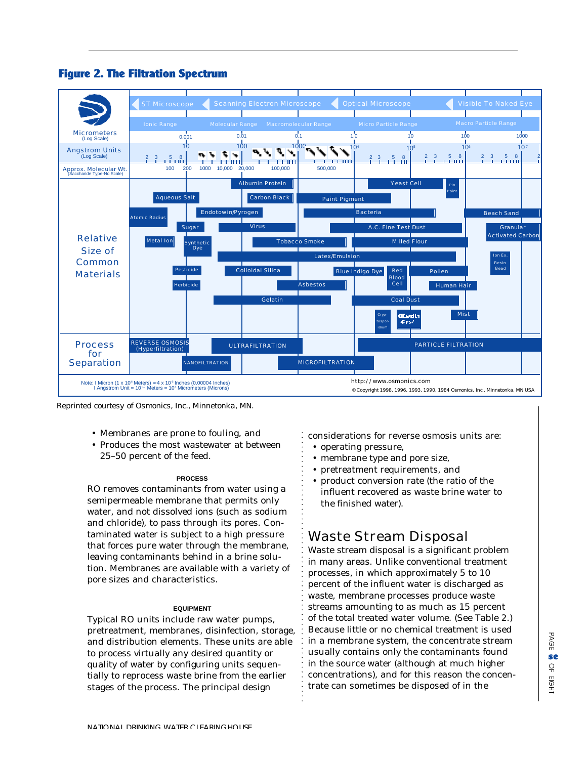**Figure 2. The Filtration Spectrum**

| | ST Microscope | Scanning Electron Microscope | Optical Microscope | Visible To Naked Eye |
|---|---|---|---|---|
| | Ionic Range / Molecular Range | Macromolecular Range | Micro Particle Range | Macro Particle Range |
| Micrometers (Log Scale) | 0.001 – 0.01 | 0.1 | 1.0 – 10 | 100 – 1000 |
| Angstrom Units (Log Scale) | 10 – 100 | 1000 | $10^4$ – $10^5$ | $10^6$ – $10^7$ |
| Approx. Molecular Wt. (Saccharide Type-No Scale) | 100, 200, 1000, 10,000, 20,000 | 100,000, 500,000 | | |

**Relative Size of Common Materials:** Aqueous Salt; Atomic Radius; Metal Ion; Sugar; Synthetic Dye; Pesticide; Herbicide; Endotoxin/Pyrogen; Albumin Protein; Carbon Black; Virus; Tobacco Smoke; Colloidal Silica; Latex/Emulsion; Gelatin; Asbestos; Paint Pigment; Bacteria; A.C. Fine Test Dust; Milled Flour; Blue Indigo Dye; Red Blood Cell; Pollen; Human Hair; Coal Dust; Cryptosporidium; Giardia Cyst; Mist; Yeast Cell; Pin Point; Beach Sand; Granular Activated Carbon; Ion Ex. Resin Bead

**Process for Separation:** REVERSE OSMOSIS (Hyperfiltration); NANOFILTRATION; ULTRAFILTRATION; MICROFILTRATION; PARTICLE FILTRATION

Note: 1 Micron ($1 \times 10^{-6}$ Meters) ≈ $4 \times 10^{-5}$ Inches (0.00004 Inches)
1 Angstrom Unit = $10^{-10}$ Meters = $10^{-4}$ Micrometers (Microns)

http://www.osmonics.com
©Copyright 1998, 1996, 1993, 1990, 1984 Osmonics, Inc., Minnetonka, MN USA

Reprinted courtesy of Osmonics, Inc., Minnetonka, MN.

- Membranes are prone to fouling, and
- Produces the most wastewater at between 25–50 percent of the feed.

#### PROCESS

RO removes contaminants from water using a semipermeable membrane that permits only water, and not dissolved ions (such as sodium and chloride), to pass through its pores. Contaminated water is subject to a high pressure that forces pure water through the membrane, leaving contaminants behind in a brine solution. Membranes are available with a variety of pore sizes and characteristics.

#### EQUIPMENT

Typical RO units include raw water pumps, pretreatment, membranes, disinfection, storage, and distribution elements. These units are able to process virtually any desired quantity or quality of water by configuring units sequentially to reprocess waste brine from the earlier stages of the process. The principal design considerations for reverse osmosis units are:

- operating pressure,
- membrane type and pore size,
- pretreatment requirements, and
- product conversion rate (the ratio of the influent recovered as waste brine water to the finished water).

## Waste Stream Disposal

Waste stream disposal is a significant problem in many areas. Unlike conventional treatment processes, in which approximately 5 to 10 percent of the influent water is discharged as waste, membrane processes produce waste streams amounting to as much as 15 percent of the total treated water volume. (See Table 2.) Because little or no chemical treatment is used in a membrane system, the concentrate stream usually contains only the contaminants found in the source water (although at much higher concentrations), and for this reason the concentrate can sometimes be disposed of in the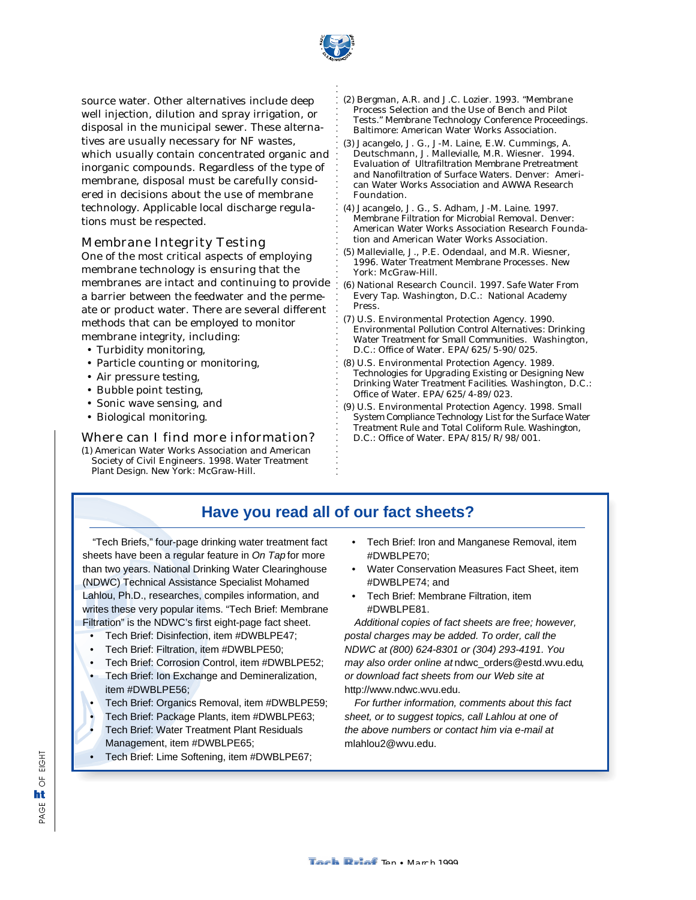source water. Other alternatives include deep well injection, dilution and spray irrigation, or disposal in the municipal sewer. These alternatives are usually necessary for NF wastes, which usually contain concentrated organic and inorganic compounds. Regardless of the type of membrane, disposal must be carefully considered in decisions about the use of membrane technology. Applicable local discharge regulations must be respected.

## Membrane Integrity Testing

One of the most critical aspects of employing membrane technology is ensuring that the membranes are intact and continuing to provide a barrier between the feedwater and the permeate or product water. There are several different methods that can be employed to monitor membrane integrity, including:

- Turbidity monitoring,
- Particle counting or monitoring,
- Air pressure testing,
- Bubble point testing,
- Sonic wave sensing, and
- Biological monitoring.

## Where can I find more information?

(1) American Water Works Association and American Society of Civil Engineers. 1998. *Water Treatment Plant Design*. New York: McGraw-Hill.

(2) Bergman, A.R. and J.C. Lozier. 1993. "Membrane Process Selection and the Use of Bench and Pilot Tests." *Membrane Technology Conference Proceedings*. Baltimore: American Water Works Association.

(3) Jacangelo, J. G., J-M. Laine, E.W. Cummings, A. Deutschmann, J. Mallevialle, M.R. Wiesner. 1994. *Evaluation of Ultrafiltration Membrane Pretreatment and Nanofiltration of Surface Waters*. Denver: American Water Works Association and AWWA Research Foundation.

(4) Jacangelo, J. G., S. Adham, J-M. Laine. 1997. *Membrane Filtration for Microbial Removal*. Denver: American Water Works Association Research Foundation and American Water Works Association.

(5) Mallevialle, J., P.E. Odendaal, and M.R. Wiesner, 1996. *Water Treatment Membrane Processes*. New York: McGraw-Hill.

(6) National Research Council. 1997. *Safe Water From Every Tap*. Washington, D.C.: National Academy Press.

(7) U.S. Environmental Protection Agency. 1990. *Environmental Pollution Control Alternatives: Drinking Water Treatment for Small Communities*. Washington, D.C.: Office of Water. EPA/625/5-90/025.

(8) U.S. Environmental Protection Agency. 1989. *Technologies for Upgrading Existing or Designing New Drinking Water Treatment Facilities*. Washington, D.C.: Office of Water. EPA/625/4-89/023.

(9) U.S. Environmental Protection Agency. 1998. *Small System Compliance Technology List for the Surface Water Treatment Rule and Total Coliform Rule*. Washington, D.C.: Office of Water. EPA/815/R/98/001.

## Have you read all of our fact sheets?

"Tech Briefs," four-page drinking water treatment fact sheets have been a regular feature in *On Tap* for more than two years. National Drinking Water Clearinghouse (NDWC) Technical Assistance Specialist Mohamed Lahlou, Ph.D., researches, compiles information, and writes these very popular items. "Tech Brief: Membrane Filtration" is the NDWC's first eight-page fact sheet.

- Tech Brief: Disinfection, item #DWBLPE47;
- Tech Brief: Filtration, item #DWBLPE50;
- Tech Brief: Corrosion Control, item #DWBLPE52;
- Tech Brief: Ion Exchange and Demineralization, item #DWBLPE56;
- Tech Brief: Organics Removal, item #DWBLPE59;
- Tech Brief: Package Plants, item #DWBLPE63;
- Tech Brief: Water Treatment Plant Residuals Management, item #DWBLPE65;
- Tech Brief: Lime Softening, item #DWBLPE67;
- Tech Brief: Iron and Manganese Removal, item #DWBLPE70;
- Water Conservation Measures Fact Sheet, item #DWBLPE74; and
- Tech Brief: Membrane Filtration, item #DWBLPE81.

*Additional copies of fact sheets are free; however, postal charges may be added. To order, call the NDWC at (800) 624-8301 or (304) 293-4191. You may also order online at* ndwc_orders@estd.wvu.edu*, or download fact sheets from our Web site at* http://www.ndwc.wvu.edu.

*For further information, comments about this fact sheet, or to suggest topics, call Lahlou at one of the above numbers or contact him via e-mail at* mlahlou2@wvu.edu.